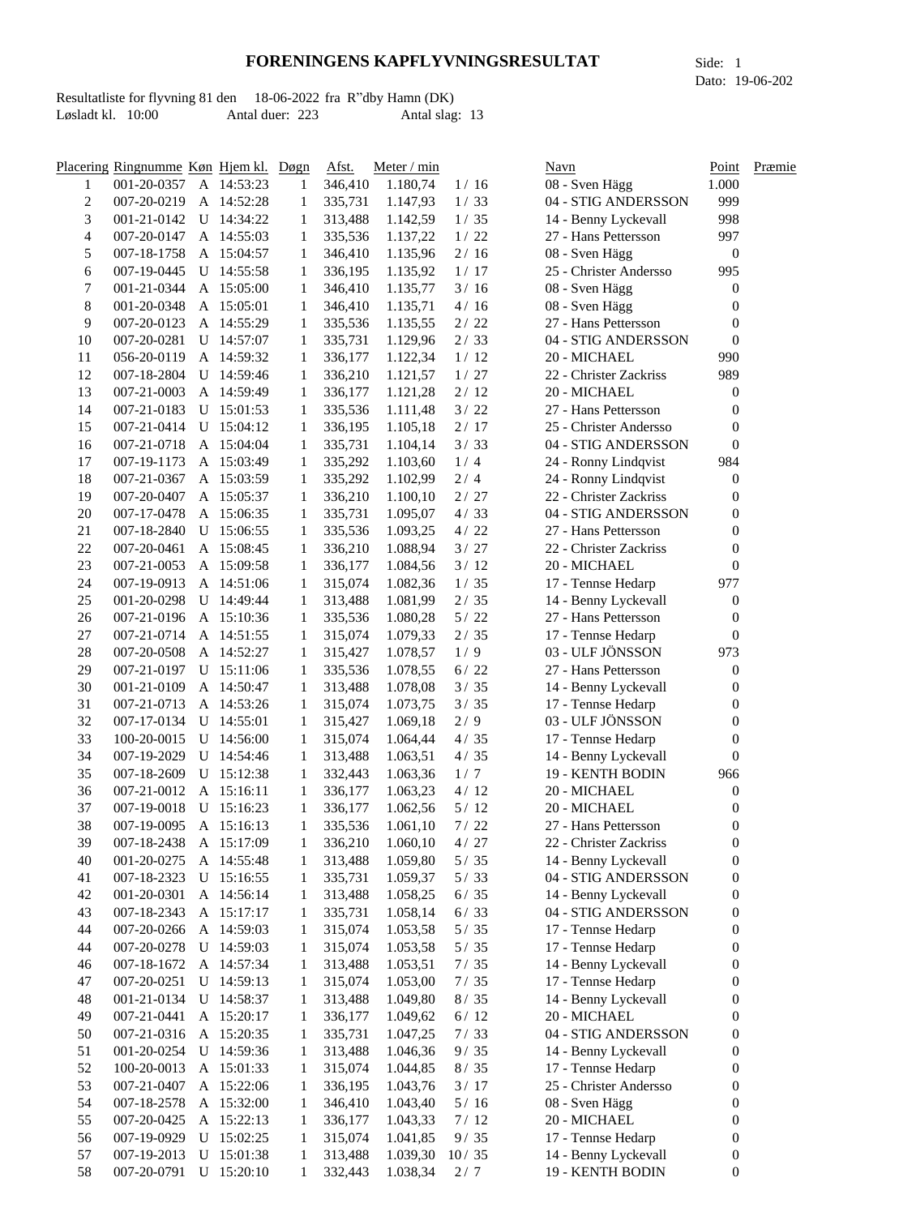# FORENINGENS KAPFLYVNINGSRESULTAT

Side: 1
Dato: 19-06-202

Resultatliste for flyvning 81 den 18-06-2022 fra R"dby Hamn (DK)
Løsladt kl. 10:00 Antal duer: 223 Antal slag: 13

| Placering | Ringnumme | Køn | Hjem kl. | Døgn | Afst. | Meter / min | | Navn | Point | Præmie |
|---|---|---|---|---|---|---|---|---|---|---|
| 1 | 001-20-0357 | A | 14:53:23 | 1 | 346,410 | 1.180,74 | 1 / 16 | 08 - Sven Hägg | 1.000 | |
| 2 | 007-20-0219 | A | 14:52:28 | 1 | 335,731 | 1.147,93 | 1 / 33 | 04 - STIG ANDERSSON | 999 | |
| 3 | 001-21-0142 | U | 14:34:22 | 1 | 313,488 | 1.142,59 | 1 / 35 | 14 - Benny Lyckevall | 998 | |
| 4 | 007-20-0147 | A | 14:55:03 | 1 | 335,536 | 1.137,22 | 1 / 22 | 27 - Hans Pettersson | 997 | |
| 5 | 007-18-1758 | A | 15:04:57 | 1 | 346,410 | 1.135,96 | 2 / 16 | 08 - Sven Hägg | 0 | |
| 6 | 007-19-0445 | U | 14:55:58 | 1 | 336,195 | 1.135,92 | 1 / 17 | 25 - Christer Andersso | 995 | |
| 7 | 001-21-0344 | A | 15:05:00 | 1 | 346,410 | 1.135,77 | 3 / 16 | 08 - Sven Hägg | 0 | |
| 8 | 001-20-0348 | A | 15:05:01 | 1 | 346,410 | 1.135,71 | 4 / 16 | 08 - Sven Hägg | 0 | |
| 9 | 007-20-0123 | A | 14:55:29 | 1 | 335,536 | 1.135,55 | 2 / 22 | 27 - Hans Pettersson | 0 | |
| 10 | 007-20-0281 | U | 14:57:07 | 1 | 335,731 | 1.129,96 | 2 / 33 | 04 - STIG ANDERSSON | 0 | |
| 11 | 056-20-0119 | A | 14:59:32 | 1 | 336,177 | 1.122,34 | 1 / 12 | 20 - MICHAEL | 990 | |
| 12 | 007-18-2804 | U | 14:59:46 | 1 | 336,210 | 1.121,57 | 1 / 27 | 22 - Christer Zackriss | 989 | |
| 13 | 007-21-0003 | A | 14:59:49 | 1 | 336,177 | 1.121,28 | 2 / 12 | 20 - MICHAEL | 0 | |
| 14 | 007-21-0183 | U | 15:01:53 | 1 | 335,536 | 1.111,48 | 3 / 22 | 27 - Hans Pettersson | 0 | |
| 15 | 007-21-0414 | U | 15:04:12 | 1 | 336,195 | 1.105,18 | 2 / 17 | 25 - Christer Andersso | 0 | |
| 16 | 007-21-0718 | A | 15:04:04 | 1 | 335,731 | 1.104,14 | 3 / 33 | 04 - STIG ANDERSSON | 0 | |
| 17 | 007-19-1173 | A | 15:03:49 | 1 | 335,292 | 1.103,60 | 1 / 4 | 24 - Ronny Lindqvist | 984 | |
| 18 | 007-21-0367 | A | 15:03:59 | 1 | 335,292 | 1.102,99 | 2 / 4 | 24 - Ronny Lindqvist | 0 | |
| 19 | 007-20-0407 | A | 15:05:37 | 1 | 336,210 | 1.100,10 | 2 / 27 | 22 - Christer Zackriss | 0 | |
| 20 | 007-17-0478 | A | 15:06:35 | 1 | 335,731 | 1.095,07 | 4 / 33 | 04 - STIG ANDERSSON | 0 | |
| 21 | 007-18-2840 | U | 15:06:55 | 1 | 335,536 | 1.093,25 | 4 / 22 | 27 - Hans Pettersson | 0 | |
| 22 | 007-20-0461 | A | 15:08:45 | 1 | 336,210 | 1.088,94 | 3 / 27 | 22 - Christer Zackriss | 0 | |
| 23 | 007-21-0053 | A | 15:09:58 | 1 | 336,177 | 1.084,56 | 3 / 12 | 20 - MICHAEL | 0 | |
| 24 | 007-19-0913 | A | 14:51:06 | 1 | 315,074 | 1.082,36 | 1 / 35 | 17 - Tennse Hedarp | 977 | |
| 25 | 001-20-0298 | U | 14:49:44 | 1 | 313,488 | 1.081,99 | 2 / 35 | 14 - Benny Lyckevall | 0 | |
| 26 | 007-21-0196 | A | 15:10:36 | 1 | 335,536 | 1.080,28 | 5 / 22 | 27 - Hans Pettersson | 0 | |
| 27 | 007-21-0714 | A | 14:51:55 | 1 | 315,074 | 1.079,33 | 2 / 35 | 17 - Tennse Hedarp | 0 | |
| 28 | 007-20-0508 | A | 14:52:27 | 1 | 315,427 | 1.078,57 | 1 / 9 | 03 - ULF JÖNSSON | 973 | |
| 29 | 007-21-0197 | U | 15:11:06 | 1 | 335,536 | 1.078,55 | 6 / 22 | 27 - Hans Pettersson | 0 | |
| 30 | 001-21-0109 | A | 14:50:47 | 1 | 313,488 | 1.078,08 | 3 / 35 | 14 - Benny Lyckevall | 0 | |
| 31 | 007-21-0713 | A | 14:53:26 | 1 | 315,074 | 1.073,75 | 3 / 35 | 17 - Tennse Hedarp | 0 | |
| 32 | 007-17-0134 | U | 14:55:01 | 1 | 315,427 | 1.069,18 | 2 / 9 | 03 - ULF JÖNSSON | 0 | |
| 33 | 100-20-0015 | U | 14:56:00 | 1 | 315,074 | 1.064,44 | 4 / 35 | 17 - Tennse Hedarp | 0 | |
| 34 | 007-19-2029 | U | 14:54:46 | 1 | 313,488 | 1.063,51 | 4 / 35 | 14 - Benny Lyckevall | 0 | |
| 35 | 007-18-2609 | U | 15:12:38 | 1 | 332,443 | 1.063,36 | 1 / 7 | 19 - KENTH BODIN | 966 | |
| 36 | 007-21-0012 | A | 15:16:11 | 1 | 336,177 | 1.063,23 | 4 / 12 | 20 - MICHAEL | 0 | |
| 37 | 007-19-0018 | U | 15:16:23 | 1 | 336,177 | 1.062,56 | 5 / 12 | 20 - MICHAEL | 0 | |
| 38 | 007-19-0095 | A | 15:16:13 | 1 | 335,536 | 1.061,10 | 7 / 22 | 27 - Hans Pettersson | 0 | |
| 39 | 007-18-2438 | A | 15:17:09 | 1 | 336,210 | 1.060,10 | 4 / 27 | 22 - Christer Zackriss | 0 | |
| 40 | 001-20-0275 | A | 14:55:48 | 1 | 313,488 | 1.059,80 | 5 / 35 | 14 - Benny Lyckevall | 0 | |
| 41 | 007-18-2323 | U | 15:16:55 | 1 | 335,731 | 1.059,37 | 5 / 33 | 04 - STIG ANDERSSON | 0 | |
| 42 | 001-20-0301 | A | 14:56:14 | 1 | 313,488 | 1.058,25 | 6 / 35 | 14 - Benny Lyckevall | 0 | |
| 43 | 007-18-2343 | A | 15:17:17 | 1 | 335,731 | 1.058,14 | 6 / 33 | 04 - STIG ANDERSSON | 0 | |
| 44 | 007-20-0266 | A | 14:59:03 | 1 | 315,074 | 1.053,58 | 5 / 35 | 17 - Tennse Hedarp | 0 | |
| 44 | 007-20-0278 | U | 14:59:03 | 1 | 315,074 | 1.053,58 | 5 / 35 | 17 - Tennse Hedarp | 0 | |
| 46 | 007-18-1672 | A | 14:57:34 | 1 | 313,488 | 1.053,51 | 7 / 35 | 14 - Benny Lyckevall | 0 | |
| 47 | 007-20-0251 | U | 14:59:13 | 1 | 315,074 | 1.053,00 | 7 / 35 | 17 - Tennse Hedarp | 0 | |
| 48 | 001-21-0134 | U | 14:58:37 | 1 | 313,488 | 1.049,80 | 8 / 35 | 14 - Benny Lyckevall | 0 | |
| 49 | 007-21-0441 | A | 15:20:17 | 1 | 336,177 | 1.049,62 | 6 / 12 | 20 - MICHAEL | 0 | |
| 50 | 007-21-0316 | A | 15:20:35 | 1 | 335,731 | 1.047,25 | 7 / 33 | 04 - STIG ANDERSSON | 0 | |
| 51 | 001-20-0254 | U | 14:59:36 | 1 | 313,488 | 1.046,36 | 9 / 35 | 14 - Benny Lyckevall | 0 | |
| 52 | 100-20-0013 | A | 15:01:33 | 1 | 315,074 | 1.044,85 | 8 / 35 | 17 - Tennse Hedarp | 0 | |
| 53 | 007-21-0407 | A | 15:22:06 | 1 | 336,195 | 1.043,76 | 3 / 17 | 25 - Christer Andersso | 0 | |
| 54 | 007-18-2578 | A | 15:32:00 | 1 | 346,410 | 1.043,40 | 5 / 16 | 08 - Sven Hägg | 0 | |
| 55 | 007-20-0425 | A | 15:22:13 | 1 | 336,177 | 1.043,33 | 7 / 12 | 20 - MICHAEL | 0 | |
| 56 | 007-19-0929 | U | 15:02:25 | 1 | 315,074 | 1.041,85 | 9 / 35 | 17 - Tennse Hedarp | 0 | |
| 57 | 007-19-2013 | U | 15:01:38 | 1 | 313,488 | 1.039,30 | 10 / 35 | 14 - Benny Lyckevall | 0 | |
| 58 | 007-20-0791 | U | 15:20:10 | 1 | 332,443 | 1.038,34 | 2 / 7 | 19 - KENTH BODIN | 0 | |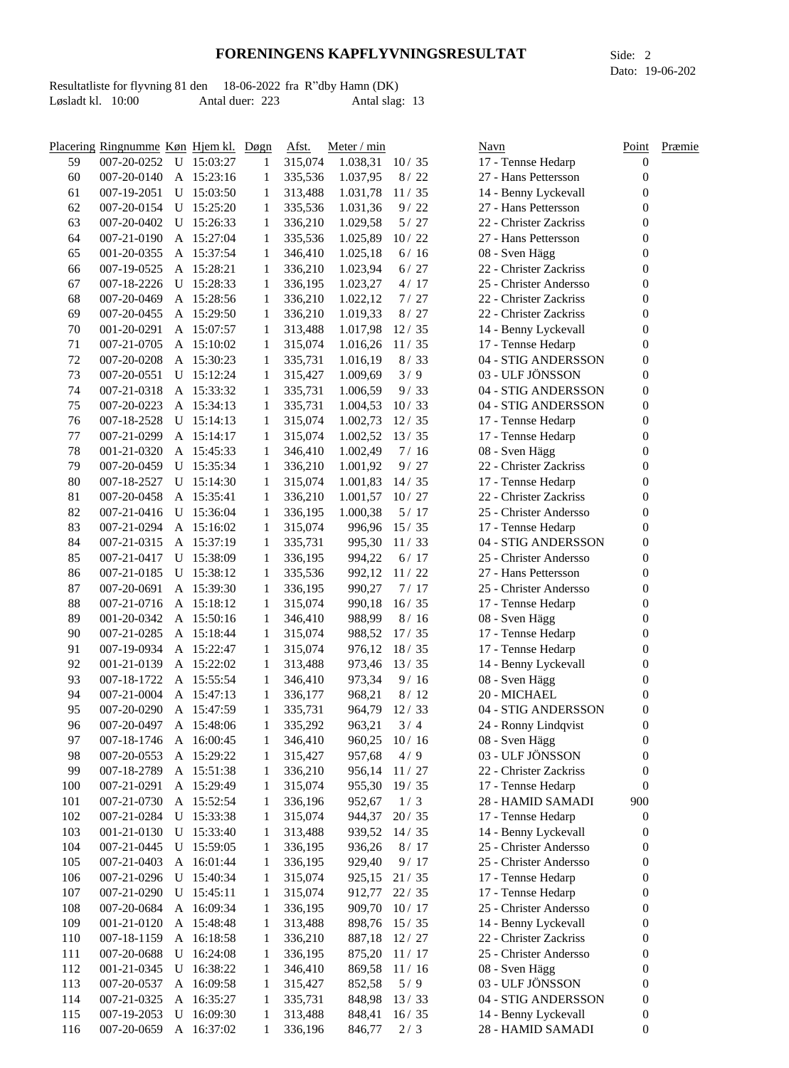# FORENINGENS KAPFLYVNINGSRESULTAT

Side: 2
Dato: 19-06-202

Resultatliste for flyvning 81 den 18-06-2022 fra R"dby Hamn (DK)
Løsladt kl. 10:00 Antal duer: 223 Antal slag: 13

| Placering | Ringnumme | Køn | Hjem kl. | Døgn | Afst. | Meter / min | | Navn | Point | Præmie |
|---|---|---|---|---|---|---|---|---|---|---|
| 59 | 007-20-0252 | U | 15:03:27 | 1 | 315,074 | 1.038,31 | 10 / 35 | 17 - Tennse Hedarp | 0 | |
| 60 | 007-20-0140 | A | 15:23:16 | 1 | 335,536 | 1.037,95 | 8 / 22 | 27 - Hans Pettersson | 0 | |
| 61 | 007-19-2051 | U | 15:03:50 | 1 | 313,488 | 1.031,78 | 11 / 35 | 14 - Benny Lyckevall | 0 | |
| 62 | 007-20-0154 | U | 15:25:20 | 1 | 335,536 | 1.031,36 | 9 / 22 | 27 - Hans Pettersson | 0 | |
| 63 | 007-20-0402 | U | 15:26:33 | 1 | 336,210 | 1.029,58 | 5 / 27 | 22 - Christer Zackriss | 0 | |
| 64 | 007-21-0190 | A | 15:27:04 | 1 | 335,536 | 1.025,89 | 10 / 22 | 27 - Hans Pettersson | 0 | |
| 65 | 001-20-0355 | A | 15:37:54 | 1 | 346,410 | 1.025,18 | 6 / 16 | 08 - Sven Hägg | 0 | |
| 66 | 007-19-0525 | A | 15:28:21 | 1 | 336,210 | 1.023,94 | 6 / 27 | 22 - Christer Zackriss | 0 | |
| 67 | 007-18-2226 | U | 15:28:33 | 1 | 336,195 | 1.023,27 | 4 / 17 | 25 - Christer Andersso | 0 | |
| 68 | 007-20-0469 | A | 15:28:56 | 1 | 336,210 | 1.022,12 | 7 / 27 | 22 - Christer Zackriss | 0 | |
| 69 | 007-20-0455 | A | 15:29:50 | 1 | 336,210 | 1.019,33 | 8 / 27 | 22 - Christer Zackriss | 0 | |
| 70 | 001-20-0291 | A | 15:07:57 | 1 | 313,488 | 1.017,98 | 12 / 35 | 14 - Benny Lyckevall | 0 | |
| 71 | 007-21-0705 | A | 15:10:02 | 1 | 315,074 | 1.016,26 | 11 / 35 | 17 - Tennse Hedarp | 0 | |
| 72 | 007-20-0208 | A | 15:30:23 | 1 | 335,731 | 1.016,19 | 8 / 33 | 04 - STIG ANDERSSON | 0 | |
| 73 | 007-20-0551 | U | 15:12:24 | 1 | 315,427 | 1.009,69 | 3 / 9 | 03 - ULF JÖNSSON | 0 | |
| 74 | 007-21-0318 | A | 15:33:32 | 1 | 335,731 | 1.006,59 | 9 / 33 | 04 - STIG ANDERSSON | 0 | |
| 75 | 007-20-0223 | A | 15:34:13 | 1 | 335,731 | 1.004,53 | 10 / 33 | 04 - STIG ANDERSSON | 0 | |
| 76 | 007-18-2528 | U | 15:14:13 | 1 | 315,074 | 1.002,73 | 12 / 35 | 17 - Tennse Hedarp | 0 | |
| 77 | 007-21-0299 | A | 15:14:17 | 1 | 315,074 | 1.002,52 | 13 / 35 | 17 - Tennse Hedarp | 0 | |
| 78 | 001-21-0320 | A | 15:45:33 | 1 | 346,410 | 1.002,49 | 7 / 16 | 08 - Sven Hägg | 0 | |
| 79 | 007-20-0459 | U | 15:35:34 | 1 | 336,210 | 1.001,92 | 9 / 27 | 22 - Christer Zackriss | 0 | |
| 80 | 007-18-2527 | U | 15:14:30 | 1 | 315,074 | 1.001,83 | 14 / 35 | 17 - Tennse Hedarp | 0 | |
| 81 | 007-20-0458 | A | 15:35:41 | 1 | 336,210 | 1.001,57 | 10 / 27 | 22 - Christer Zackriss | 0 | |
| 82 | 007-21-0416 | U | 15:36:04 | 1 | 336,195 | 1.000,38 | 5 / 17 | 25 - Christer Andersso | 0 | |
| 83 | 007-21-0294 | A | 15:16:02 | 1 | 315,074 | 996,96 | 15 / 35 | 17 - Tennse Hedarp | 0 | |
| 84 | 007-21-0315 | A | 15:37:19 | 1 | 335,731 | 995,30 | 11 / 33 | 04 - STIG ANDERSSON | 0 | |
| 85 | 007-21-0417 | U | 15:38:09 | 1 | 336,195 | 994,22 | 6 / 17 | 25 - Christer Andersso | 0 | |
| 86 | 007-21-0185 | U | 15:38:12 | 1 | 335,536 | 992,12 | 11 / 22 | 27 - Hans Pettersson | 0 | |
| 87 | 007-20-0691 | A | 15:39:30 | 1 | 336,195 | 990,27 | 7 / 17 | 25 - Christer Andersso | 0 | |
| 88 | 007-21-0716 | A | 15:18:12 | 1 | 315,074 | 990,18 | 16 / 35 | 17 - Tennse Hedarp | 0 | |
| 89 | 001-20-0342 | A | 15:50:16 | 1 | 346,410 | 988,99 | 8 / 16 | 08 - Sven Hägg | 0 | |
| 90 | 007-21-0285 | A | 15:18:44 | 1 | 315,074 | 988,52 | 17 / 35 | 17 - Tennse Hedarp | 0 | |
| 91 | 007-19-0934 | A | 15:22:47 | 1 | 315,074 | 976,12 | 18 / 35 | 17 - Tennse Hedarp | 0 | |
| 92 | 001-21-0139 | A | 15:22:02 | 1 | 313,488 | 973,46 | 13 / 35 | 14 - Benny Lyckevall | 0 | |
| 93 | 007-18-1722 | A | 15:55:54 | 1 | 346,410 | 973,34 | 9 / 16 | 08 - Sven Hägg | 0 | |
| 94 | 007-21-0004 | A | 15:47:13 | 1 | 336,177 | 968,21 | 8 / 12 | 20 - MICHAEL | 0 | |
| 95 | 007-20-0290 | A | 15:47:59 | 1 | 335,731 | 964,79 | 12 / 33 | 04 - STIG ANDERSSON | 0 | |
| 96 | 007-20-0497 | A | 15:48:06 | 1 | 335,292 | 963,21 | 3 / 4 | 24 - Ronny Lindqvist | 0 | |
| 97 | 007-18-1746 | A | 16:00:45 | 1 | 346,410 | 960,25 | 10 / 16 | 08 - Sven Hägg | 0 | |
| 98 | 007-20-0553 | A | 15:29:22 | 1 | 315,427 | 957,68 | 4 / 9 | 03 - ULF JÖNSSON | 0 | |
| 99 | 007-18-2789 | A | 15:51:38 | 1 | 336,210 | 956,14 | 11 / 27 | 22 - Christer Zackriss | 0 | |
| 100 | 007-21-0291 | A | 15:29:49 | 1 | 315,074 | 955,30 | 19 / 35 | 17 - Tennse Hedarp | 0 | |
| 101 | 007-21-0730 | A | 15:52:54 | 1 | 336,196 | 952,67 | 1 / 3 | 28 - HAMID SAMADI | 900 | |
| 102 | 007-21-0284 | U | 15:33:38 | 1 | 315,074 | 944,37 | 20 / 35 | 17 - Tennse Hedarp | 0 | |
| 103 | 001-21-0130 | U | 15:33:40 | 1 | 313,488 | 939,52 | 14 / 35 | 14 - Benny Lyckevall | 0 | |
| 104 | 007-21-0445 | U | 15:59:05 | 1 | 336,195 | 936,26 | 8 / 17 | 25 - Christer Andersso | 0 | |
| 105 | 007-21-0403 | A | 16:01:44 | 1 | 336,195 | 929,40 | 9 / 17 | 25 - Christer Andersso | 0 | |
| 106 | 007-21-0296 | U | 15:40:34 | 1 | 315,074 | 925,15 | 21 / 35 | 17 - Tennse Hedarp | 0 | |
| 107 | 007-21-0290 | U | 15:45:11 | 1 | 315,074 | 912,77 | 22 / 35 | 17 - Tennse Hedarp | 0 | |
| 108 | 007-20-0684 | A | 16:09:34 | 1 | 336,195 | 909,70 | 10 / 17 | 25 - Christer Andersso | 0 | |
| 109 | 001-21-0120 | A | 15:48:48 | 1 | 313,488 | 898,76 | 15 / 35 | 14 - Benny Lyckevall | 0 | |
| 110 | 007-18-1159 | A | 16:18:58 | 1 | 336,210 | 887,18 | 12 / 27 | 22 - Christer Zackriss | 0 | |
| 111 | 007-20-0688 | U | 16:24:08 | 1 | 336,195 | 875,20 | 11 / 17 | 25 - Christer Andersso | 0 | |
| 112 | 001-21-0345 | U | 16:38:22 | 1 | 346,410 | 869,58 | 11 / 16 | 08 - Sven Hägg | 0 | |
| 113 | 007-20-0537 | A | 16:09:58 | 1 | 315,427 | 852,58 | 5 / 9 | 03 - ULF JÖNSSON | 0 | |
| 114 | 007-21-0325 | A | 16:35:27 | 1 | 335,731 | 848,98 | 13 / 33 | 04 - STIG ANDERSSON | 0 | |
| 115 | 007-19-2053 | U | 16:09:30 | 1 | 313,488 | 848,41 | 16 / 35 | 14 - Benny Lyckevall | 0 | |
| 116 | 007-20-0659 | A | 16:37:02 | 1 | 336,196 | 846,77 | 2 / 3 | 28 - HAMID SAMADI | 0 | |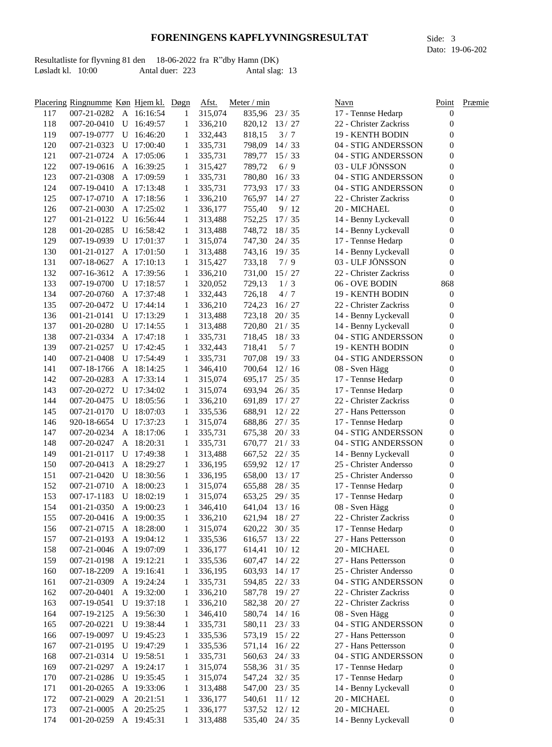# FORENINGENS KAPFLYVNINGSRESULTAT

Side: 3
Dato: 19-06-202

Resultatliste for flyvning 81 den 18-06-2022 fra R"dby Hamn (DK)
Løsladt kl. 10:00 Antal duer: 223 Antal slag: 13

| Placering | Ringnumme | Køn | Hjem kl. | Døgn | Afst. | Meter / min | | Navn | Point | Præmie |
|---|---|---|---|---|---|---|---|---|---|---|
| 117 | 007-21-0282 | A | 16:16:54 | 1 | 315,074 | 835,96 | 23 / 35 | 17 - Tennse Hedarp | 0 | |
| 118 | 007-20-0410 | U | 16:49:57 | 1 | 336,210 | 820,12 | 13 / 27 | 22 - Christer Zackriss | 0 | |
| 119 | 007-19-0777 | U | 16:46:20 | 1 | 332,443 | 818,15 | 3 / 7 | 19 - KENTH BODIN | 0 | |
| 120 | 007-21-0323 | U | 17:00:40 | 1 | 335,731 | 798,09 | 14 / 33 | 04 - STIG ANDERSSON | 0 | |
| 121 | 007-21-0724 | A | 17:05:06 | 1 | 335,731 | 789,77 | 15 / 33 | 04 - STIG ANDERSSON | 0 | |
| 122 | 007-19-0616 | A | 16:39:25 | 1 | 315,427 | 789,72 | 6 / 9 | 03 - ULF JÖNSSON | 0 | |
| 123 | 007-21-0308 | A | 17:09:59 | 1 | 335,731 | 780,80 | 16 / 33 | 04 - STIG ANDERSSON | 0 | |
| 124 | 007-19-0410 | A | 17:13:48 | 1 | 335,731 | 773,93 | 17 / 33 | 04 - STIG ANDERSSON | 0 | |
| 125 | 007-17-0710 | A | 17:18:56 | 1 | 336,210 | 765,97 | 14 / 27 | 22 - Christer Zackriss | 0 | |
| 126 | 007-21-0030 | A | 17:25:02 | 1 | 336,177 | 755,40 | 9 / 12 | 20 - MICHAEL | 0 | |
| 127 | 001-21-0122 | U | 16:56:44 | 1 | 313,488 | 752,25 | 17 / 35 | 14 - Benny Lyckevall | 0 | |
| 128 | 001-20-0285 | U | 16:58:42 | 1 | 313,488 | 748,72 | 18 / 35 | 14 - Benny Lyckevall | 0 | |
| 129 | 007-19-0939 | U | 17:01:37 | 1 | 315,074 | 747,30 | 24 / 35 | 17 - Tennse Hedarp | 0 | |
| 130 | 001-21-0127 | A | 17:01:50 | 1 | 313,488 | 743,16 | 19 / 35 | 14 - Benny Lyckevall | 0 | |
| 131 | 007-18-0627 | A | 17:10:13 | 1 | 315,427 | 733,18 | 7 / 9 | 03 - ULF JÖNSSON | 0 | |
| 132 | 007-16-3612 | A | 17:39:56 | 1 | 336,210 | 731,00 | 15 / 27 | 22 - Christer Zackriss | 0 | |
| 133 | 007-19-0700 | U | 17:18:57 | 1 | 320,052 | 729,13 | 1 / 3 | 06 - OVE BODIN | 868 | |
| 134 | 007-20-0760 | A | 17:37:48 | 1 | 332,443 | 726,18 | 4 / 7 | 19 - KENTH BODIN | 0 | |
| 135 | 007-20-0472 | U | 17:44:14 | 1 | 336,210 | 724,23 | 16 / 27 | 22 - Christer Zackriss | 0 | |
| 136 | 001-21-0141 | U | 17:13:29 | 1 | 313,488 | 723,18 | 20 / 35 | 14 - Benny Lyckevall | 0 | |
| 137 | 001-20-0280 | U | 17:14:55 | 1 | 313,488 | 720,80 | 21 / 35 | 14 - Benny Lyckevall | 0 | |
| 138 | 007-21-0334 | A | 17:47:18 | 1 | 335,731 | 718,45 | 18 / 33 | 04 - STIG ANDERSSON | 0 | |
| 139 | 007-21-0257 | U | 17:42:45 | 1 | 332,443 | 718,41 | 5 / 7 | 19 - KENTH BODIN | 0 | |
| 140 | 007-21-0408 | U | 17:54:49 | 1 | 335,731 | 707,08 | 19 / 33 | 04 - STIG ANDERSSON | 0 | |
| 141 | 007-18-1766 | A | 18:14:25 | 1 | 346,410 | 700,64 | 12 / 16 | 08 - Sven Hägg | 0 | |
| 142 | 007-20-0283 | A | 17:33:14 | 1 | 315,074 | 695,17 | 25 / 35 | 17 - Tennse Hedarp | 0 | |
| 143 | 007-20-0272 | U | 17:34:02 | 1 | 315,074 | 693,94 | 26 / 35 | 17 - Tennse Hedarp | 0 | |
| 144 | 007-20-0475 | U | 18:05:56 | 1 | 336,210 | 691,89 | 17 / 27 | 22 - Christer Zackriss | 0 | |
| 145 | 007-21-0170 | U | 18:07:03 | 1 | 335,536 | 688,91 | 12 / 22 | 27 - Hans Pettersson | 0 | |
| 146 | 920-18-6654 | U | 17:37:23 | 1 | 315,074 | 688,86 | 27 / 35 | 17 - Tennse Hedarp | 0 | |
| 147 | 007-20-0234 | A | 18:17:06 | 1 | 335,731 | 675,38 | 20 / 33 | 04 - STIG ANDERSSON | 0 | |
| 148 | 007-20-0247 | A | 18:20:31 | 1 | 335,731 | 670,77 | 21 / 33 | 04 - STIG ANDERSSON | 0 | |
| 149 | 001-21-0117 | U | 17:49:38 | 1 | 313,488 | 667,52 | 22 / 35 | 14 - Benny Lyckevall | 0 | |
| 150 | 007-20-0413 | A | 18:29:27 | 1 | 336,195 | 659,92 | 12 / 17 | 25 - Christer Andersso | 0 | |
| 151 | 007-21-0420 | U | 18:30:56 | 1 | 336,195 | 658,00 | 13 / 17 | 25 - Christer Andersso | 0 | |
| 152 | 007-21-0710 | A | 18:00:23 | 1 | 315,074 | 655,88 | 28 / 35 | 17 - Tennse Hedarp | 0 | |
| 153 | 007-17-1183 | U | 18:02:19 | 1 | 315,074 | 653,25 | 29 / 35 | 17 - Tennse Hedarp | 0 | |
| 154 | 001-21-0350 | A | 19:00:23 | 1 | 346,410 | 641,04 | 13 / 16 | 08 - Sven Hägg | 0 | |
| 155 | 007-20-0416 | A | 19:00:35 | 1 | 336,210 | 621,94 | 18 / 27 | 22 - Christer Zackriss | 0 | |
| 156 | 007-21-0715 | A | 18:28:00 | 1 | 315,074 | 620,22 | 30 / 35 | 17 - Tennse Hedarp | 0 | |
| 157 | 007-21-0193 | A | 19:04:12 | 1 | 335,536 | 616,57 | 13 / 22 | 27 - Hans Pettersson | 0 | |
| 158 | 007-21-0046 | A | 19:07:09 | 1 | 336,177 | 614,41 | 10 / 12 | 20 - MICHAEL | 0 | |
| 159 | 007-21-0198 | A | 19:12:21 | 1 | 335,536 | 607,47 | 14 / 22 | 27 - Hans Pettersson | 0 | |
| 160 | 007-18-2209 | A | 19:16:41 | 1 | 336,195 | 603,93 | 14 / 17 | 25 - Christer Andersso | 0 | |
| 161 | 007-21-0309 | A | 19:24:24 | 1 | 335,731 | 594,85 | 22 / 33 | 04 - STIG ANDERSSON | 0 | |
| 162 | 007-20-0401 | A | 19:32:00 | 1 | 336,210 | 587,78 | 19 / 27 | 22 - Christer Zackriss | 0 | |
| 163 | 007-19-0541 | U | 19:37:18 | 1 | 336,210 | 582,38 | 20 / 27 | 22 - Christer Zackriss | 0 | |
| 164 | 007-19-2125 | A | 19:56:30 | 1 | 346,410 | 580,74 | 14 / 16 | 08 - Sven Hägg | 0 | |
| 165 | 007-20-0221 | U | 19:38:44 | 1 | 335,731 | 580,11 | 23 / 33 | 04 - STIG ANDERSSON | 0 | |
| 166 | 007-19-0097 | U | 19:45:23 | 1 | 335,536 | 573,19 | 15 / 22 | 27 - Hans Pettersson | 0 | |
| 167 | 007-21-0195 | U | 19:47:29 | 1 | 335,536 | 571,14 | 16 / 22 | 27 - Hans Pettersson | 0 | |
| 168 | 007-21-0314 | U | 19:58:51 | 1 | 335,731 | 560,63 | 24 / 33 | 04 - STIG ANDERSSON | 0 | |
| 169 | 007-21-0297 | A | 19:24:17 | 1 | 315,074 | 558,36 | 31 / 35 | 17 - Tennse Hedarp | 0 | |
| 170 | 007-21-0286 | U | 19:35:45 | 1 | 315,074 | 547,24 | 32 / 35 | 17 - Tennse Hedarp | 0 | |
| 171 | 001-20-0265 | A | 19:33:06 | 1 | 313,488 | 547,00 | 23 / 35 | 14 - Benny Lyckevall | 0 | |
| 172 | 007-21-0029 | A | 20:21:51 | 1 | 336,177 | 540,61 | 11 / 12 | 20 - MICHAEL | 0 | |
| 173 | 007-21-0005 | A | 20:25:25 | 1 | 336,177 | 537,52 | 12 / 12 | 20 - MICHAEL | 0 | |
| 174 | 001-20-0259 | A | 19:45:31 | 1 | 313,488 | 535,40 | 24 / 35 | 14 - Benny Lyckevall | 0 | |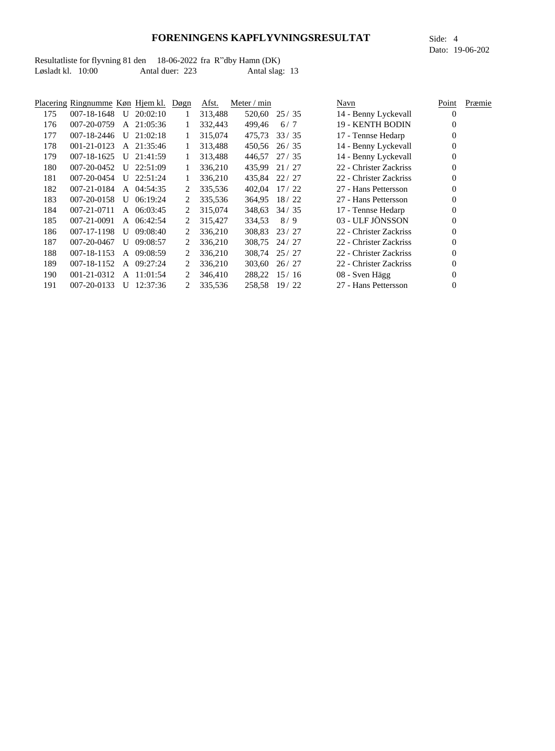# FORENINGENS KAPFLYVNINGSRESULTAT

Side: 4
Dato: 19-06-202

Resultatliste for flyvning 81 den 18-06-2022 fra R"dby Hamn (DK)
Løsladt kl. 10:00 Antal duer: 223 Antal slag: 13

| Placering | Ringnumme | Køn | Hjem kl. | Døgn | Afst. | Meter / min | | Navn | Point | Præmie |
|---|---|---|---|---|---|---|---|---|---|---|
| 175 | 007-18-1648 | U | 20:02:10 | 1 | 313,488 | 520,60 | 25 / 35 | 14 - Benny Lyckevall | 0 | |
| 176 | 007-20-0759 | A | 21:05:36 | 1 | 332,443 | 499,46 | 6 / 7 | 19 - KENTH BODIN | 0 | |
| 177 | 007-18-2446 | U | 21:02:18 | 1 | 315,074 | 475,73 | 33 / 35 | 17 - Tennse Hedarp | 0 | |
| 178 | 001-21-0123 | A | 21:35:46 | 1 | 313,488 | 450,56 | 26 / 35 | 14 - Benny Lyckevall | 0 | |
| 179 | 007-18-1625 | U | 21:41:59 | 1 | 313,488 | 446,57 | 27 / 35 | 14 - Benny Lyckevall | 0 | |
| 180 | 007-20-0452 | U | 22:51:09 | 1 | 336,210 | 435,99 | 21 / 27 | 22 - Christer Zackriss | 0 | |
| 181 | 007-20-0454 | U | 22:51:24 | 1 | 336,210 | 435,84 | 22 / 27 | 22 - Christer Zackriss | 0 | |
| 182 | 007-21-0184 | A | 04:54:35 | 2 | 335,536 | 402,04 | 17 / 22 | 27 - Hans Pettersson | 0 | |
| 183 | 007-20-0158 | U | 06:19:24 | 2 | 335,536 | 364,95 | 18 / 22 | 27 - Hans Pettersson | 0 | |
| 184 | 007-21-0711 | A | 06:03:45 | 2 | 315,074 | 348,63 | 34 / 35 | 17 - Tennse Hedarp | 0 | |
| 185 | 007-21-0091 | A | 06:42:54 | 2 | 315,427 | 334,53 | 8 / 9 | 03 - ULF JÖNSSON | 0 | |
| 186 | 007-17-1198 | U | 09:08:40 | 2 | 336,210 | 308,83 | 23 / 27 | 22 - Christer Zackriss | 0 | |
| 187 | 007-20-0467 | U | 09:08:57 | 2 | 336,210 | 308,75 | 24 / 27 | 22 - Christer Zackriss | 0 | |
| 188 | 007-18-1153 | A | 09:08:59 | 2 | 336,210 | 308,74 | 25 / 27 | 22 - Christer Zackriss | 0 | |
| 189 | 007-18-1152 | A | 09:27:24 | 2 | 336,210 | 303,60 | 26 / 27 | 22 - Christer Zackriss | 0 | |
| 190 | 001-21-0312 | A | 11:01:54 | 2 | 346,410 | 288,22 | 15 / 16 | 08 - Sven Hägg | 0 | |
| 191 | 007-20-0133 | U | 12:37:36 | 2 | 335,536 | 258,58 | 19 / 22 | 27 - Hans Pettersson | 0 | |